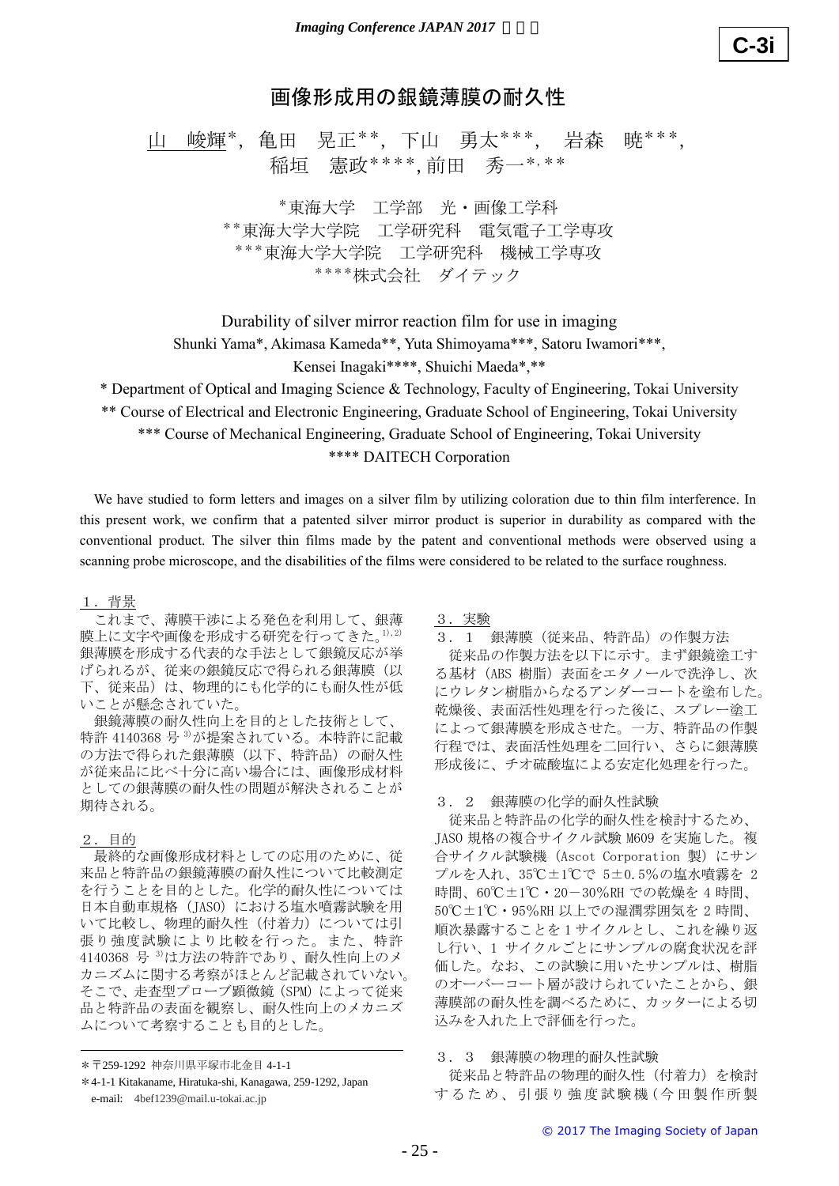C-3i

# 画像形成用の銀鏡薄膜の耐久性

山　峻輝*，亀田　晃正**，下山　勇太***，　岩森　暁***，
稲垣　憲政****，前田　秀一*,**

*東海大学　工学部　光・画像工学科
**東海大学大学院　工学研究科　電気電子工学専攻
***東海大学大学院　工学研究科　機械工学専攻
****株式会社　ダイテック

Durability of silver mirror reaction film for use in imaging

Shunki Yama*, Akimasa Kameda**, Yuta Shimoyama***, Satoru Iwamori***,
Kensei Inagaki****, Shuichi Maeda*,**

\* Department of Optical and Imaging Science & Technology, Faculty of Engineering, Tokai University
** Course of Electrical and Electronic Engineering, Graduate School of Engineering, Tokai University
*** Course of Mechanical Engineering, Graduate School of Engineering, Tokai University
**** DAITECH Corporation

We have studied to form letters and images on a silver film by utilizing coloration due to thin film interference. In this present work, we confirm that a patented silver mirror product is superior in durability as compared with the conventional product. The silver thin films made by the patent and conventional methods were observed using a scanning probe microscope, and the disabilities of the films were considered to be related to the surface roughness.

## １．背景

これまで、薄膜干渉による発色を利用して、銀薄膜上に文字や画像を形成する研究を行ってきた。[1),2)] 銀薄膜を形成する代表的な手法として銀鏡反応が挙げられるが、従来の銀鏡反応で得られる銀薄膜（以下、従来品）は、物理的にも化学的にも耐久性が低いことが懸念されていた。

銀鏡薄膜の耐久性向上を目的とした技術として、特許 4140368 号 [3)] が提案されている。本特許に記載の方法で得られた銀薄膜（以下、特許品）の耐久性が従来品に比べ十分に高い場合には、画像形成材料としての銀薄膜の耐久性の問題が解決されることが期待される。

## ２．目的

最終的な画像形成材料としての応用のために、従来品と特許品の銀鏡薄膜の耐久性について比較測定を行うことを目的とした。化学的耐久性については日本自動車規格（JASO）における塩水噴霧試験を用いて比較し、物理的耐久性（付着力）については引張り強度試験により比較を行った。また、特許 4140368 号 [3)] は方法の特許であり、耐久性向上のメカニズムに関する考察がほとんど記載されていない。そこで、走査型プローブ顕微鏡（SPM）によって従来品と特許品の表面を観察し、耐久性向上のメカニズムについて考察することも目的とした。

## ３．実験

### ３．１　銀薄膜（従来品、特許品）の作製方法

従来品の作製方法を以下に示す。まず銀鏡塗工する基材（ABS 樹脂）表面をエタノールで洗浄し、次にウレタン樹脂からなるアンダーコートを塗布した。乾燥後、表面活性処理を行った後に、スプレー塗工によって銀薄膜を形成させた。一方、特許品の作製行程では、表面活性処理を二回行い、さらに銀薄膜形成後に、チオ硫酸塩による安定化処理を行った。

### ３．２　銀薄膜の化学的耐久性試験

従来品と特許品の化学的耐久性を検討するため、JASO 規格の複合サイクル試験 M609 を実施した。複合サイクル試験機（Ascot Corporation 製）にサンプルを入れ、35℃±1℃で 5±0.5%の塩水噴霧を 2 時間、60℃±1℃・20－30%RH での乾燥を 4 時間、50℃±1℃・95%RH 以上での湿潤雰囲気を 2 時間、順次暴露することを 1 サイクルとし、これを繰り返し行い、1 サイクルごとにサンプルの腐食状況を評価した。なお、この試験に用いたサンプルは、樹脂のオーバーコート層が設けられていたことから、銀薄膜部の耐久性を調べるために、カッターによる切込みを入れた上で評価を行った。

### ３．３　銀薄膜の物理的耐久性試験

従来品と特許品の物理的耐久性（付着力）を検討するため、引張り強度試験機（今田製作所製

---

＊〒259-1292 神奈川県平塚市北金目 4-1-1
＊4-1-1 Kitakaname, Hiratuka-shi, Kanagawa, 259-1292, Japan
e-mail: 4bef1239@mail.u-tokai.ac.jp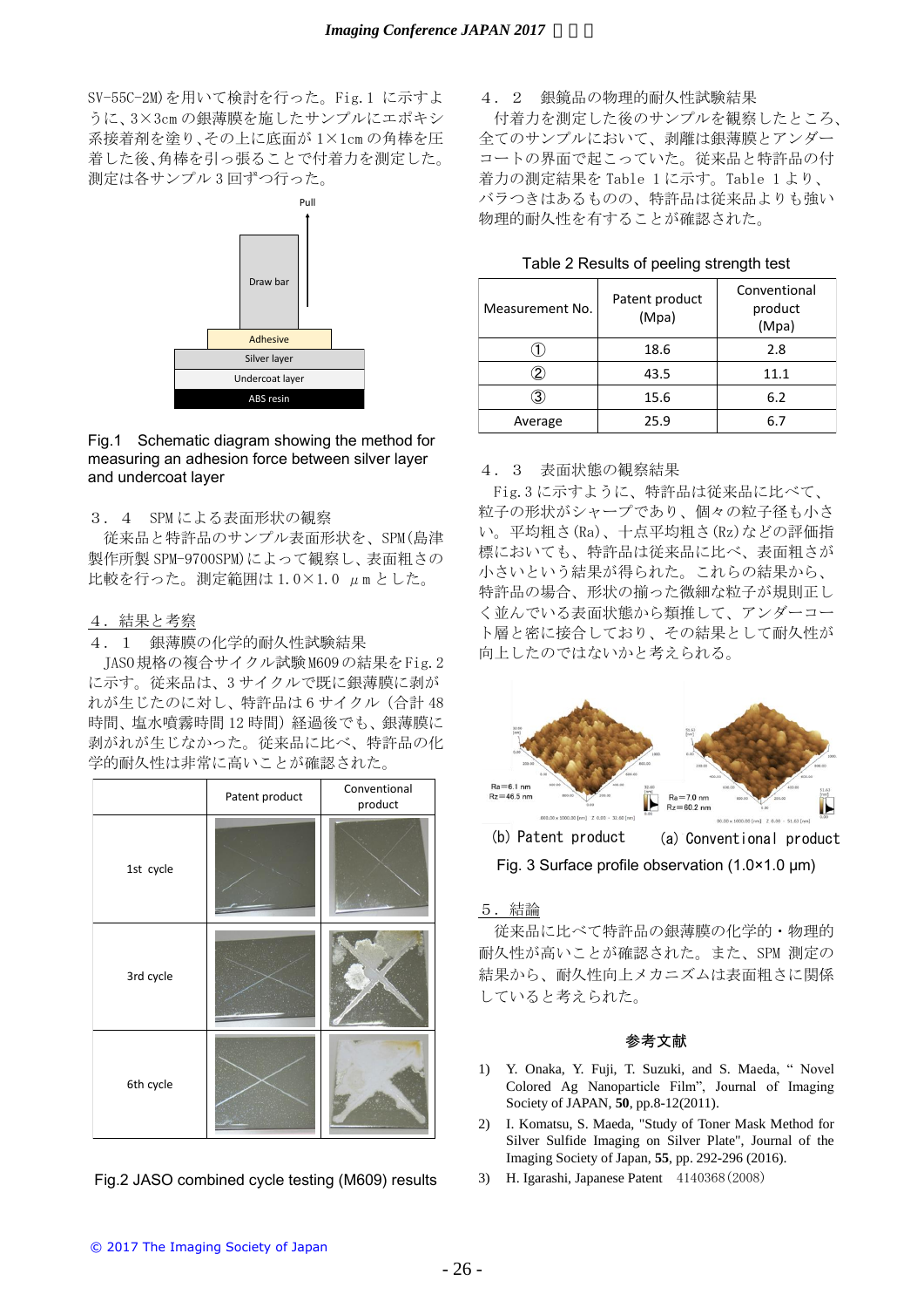SV-55C-2M)を用いて検討を行った。Fig.1 に示すように、3×3cm の銀薄膜を施したサンプルにエポキシ系接着剤を塗り、その上に底面が 1×1cm の角棒を圧着した後、角棒を引っ張ることで付着力を測定した。測定は各サンプル 3 回ずつ行った。

Pull

Draw bar

Adhesive

Silver layer

Undercoat layer

ABS resin

Fig.1 Schematic diagram showing the method for measuring an adhesion force between silver layer and undercoat layer

３．４ SPM による表面形状の観察

従来品と特許品のサンプル表面形状を、SPM(島津製作所製 SPM-9700SPM)によって観察し、表面粗さの比較を行った。測定範囲は 1.0×1.0 μm とした。

## ４．結果と考察

### ４．１ 銀薄膜の化学的耐久性試験結果

JASO 規格の複合サイクル試験 M609 の結果を Fig.2 に示す。従来品は、3 サイクルで既に銀薄膜に剥がれが生じたのに対し、特許品は 6 サイクル（合計 48 時間、塩水噴霧時間 12 時間）経過後でも、銀薄膜に剥がれが生じなかった。従来品に比べ、特許品の化学的耐久性は非常に高いことが確認された。

| | Patent product | Conventional product |
|---|---|---|
| 1st cycle | | |
| 3rd cycle | | |
| 6th cycle | | |

Fig.2 JASO combined cycle testing (M609) results

### ４．２ 銀鏡品の物理的耐久性試験結果

付着力を測定した後のサンプルを観察したところ、全てのサンプルにおいて、剥離は銀薄膜とアンダーコートの界面で起こっていた。従来品と特許品の付着力の測定結果を Table 1 に示す。Table 1 より、バラつきはあるものの、特許品は従来品よりも強い物理的耐久性を有することが確認された。

Table 2 Results of peeling strength test

| Measurement No. | Patent product (Mpa) | Conventional product (Mpa) |
|---|---|---|
| ① | 18.6 | 2.8 |
| ② | 43.5 | 11.1 |
| ③ | 15.6 | 6.2 |
| Average | 25.9 | 6.7 |

### ４．３ 表面状態の観察結果

Fig.3 に示すように、特許品は従来品に比べて、粒子の形状がシャープであり、個々の粒子径も小さい。平均粗さ(Ra)、十点平均粗さ(Rz)などの評価指標においても、特許品は従来品に比べ、表面粗さが小さいという結果が得られた。これらの結果から、特許品の場合、形状の揃った微細な粒子が規則正しく並んでいる表面状態から類推して、アンダーコート層と密に接合しており、その結果として耐久性が向上したのではないかと考えられる。

Ra＝6.1 nm
Rz＝46.5 nm

Ra＝7.0 nm
Rz＝60.2 nm

(b) Patent product　(a) Conventional product

Fig. 3 Surface profile observation (1.0×1.0 μm)

## ５．結論

従来品に比べて特許品の銀薄膜の化学的・物理的耐久性が高いことが確認された。また、SPM 測定の結果から、耐久性向上メカニズムは表面粗さに関係していると考えられた。

## 参考文献

1) Y. Onaka, Y. Fuji, T. Suzuki, and S. Maeda, " Novel Colored Ag Nanoparticle Film", Journal of Imaging Society of JAPAN, **50**, pp.8-12(2011).
2) I. Komatsu, S. Maeda, "Study of Toner Mask Method for Silver Sulfide Imaging on Silver Plate", Journal of the Imaging Society of Japan, **55**, pp. 292-296 (2016).
3) H. Igarashi, Japanese Patent 4140368 (2008)